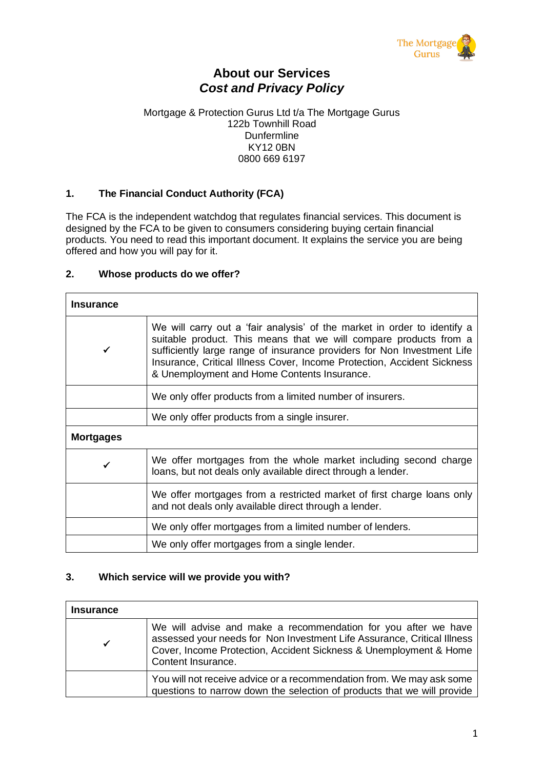# About our Services
## *Cost and Privacy Policy*

Mortgage & Protection Gurus Ltd t/a The Mortgage Gurus
122b Townhill Road
Dunfermline
KY12 0BN
0800 669 6197

### 1. The Financial Conduct Authority (FCA)

The FCA is the independent watchdog that regulates financial services. This document is designed by the FCA to be given to consumers considering buying certain financial products. You need to read this important document. It explains the service you are being offered and how you will pay for it.

### 2. Whose products do we offer?

| **Insurance** | |
|---|---|
| ✓ | We will carry out a 'fair analysis' of the market in order to identify a suitable product. This means that we will compare products from a sufficiently large range of insurance providers for Non Investment Life Insurance, Critical Illness Cover, Income Protection, Accident Sickness & Unemployment and Home Contents Insurance. |
| | We only offer products from a limited number of insurers. |
| | We only offer products from a single insurer. |
| **Mortgages** | |
| ✓ | We offer mortgages from the whole market including second charge loans, but not deals only available direct through a lender. |
| | We offer mortgages from a restricted market of first charge loans only and not deals only available direct through a lender. |
| | We only offer mortgages from a limited number of lenders. |
| | We only offer mortgages from a single lender. |

### 3. Which service will we provide you with?

| **Insurance** | |
|---|---|
| ✓ | We will advise and make a recommendation for you after we have assessed your needs for Non Investment Life Assurance, Critical Illness Cover, Income Protection, Accident Sickness & Unemployment & Home Content Insurance. |
| | You will not receive advice or a recommendation from. We may ask some questions to narrow down the selection of products that we will provide |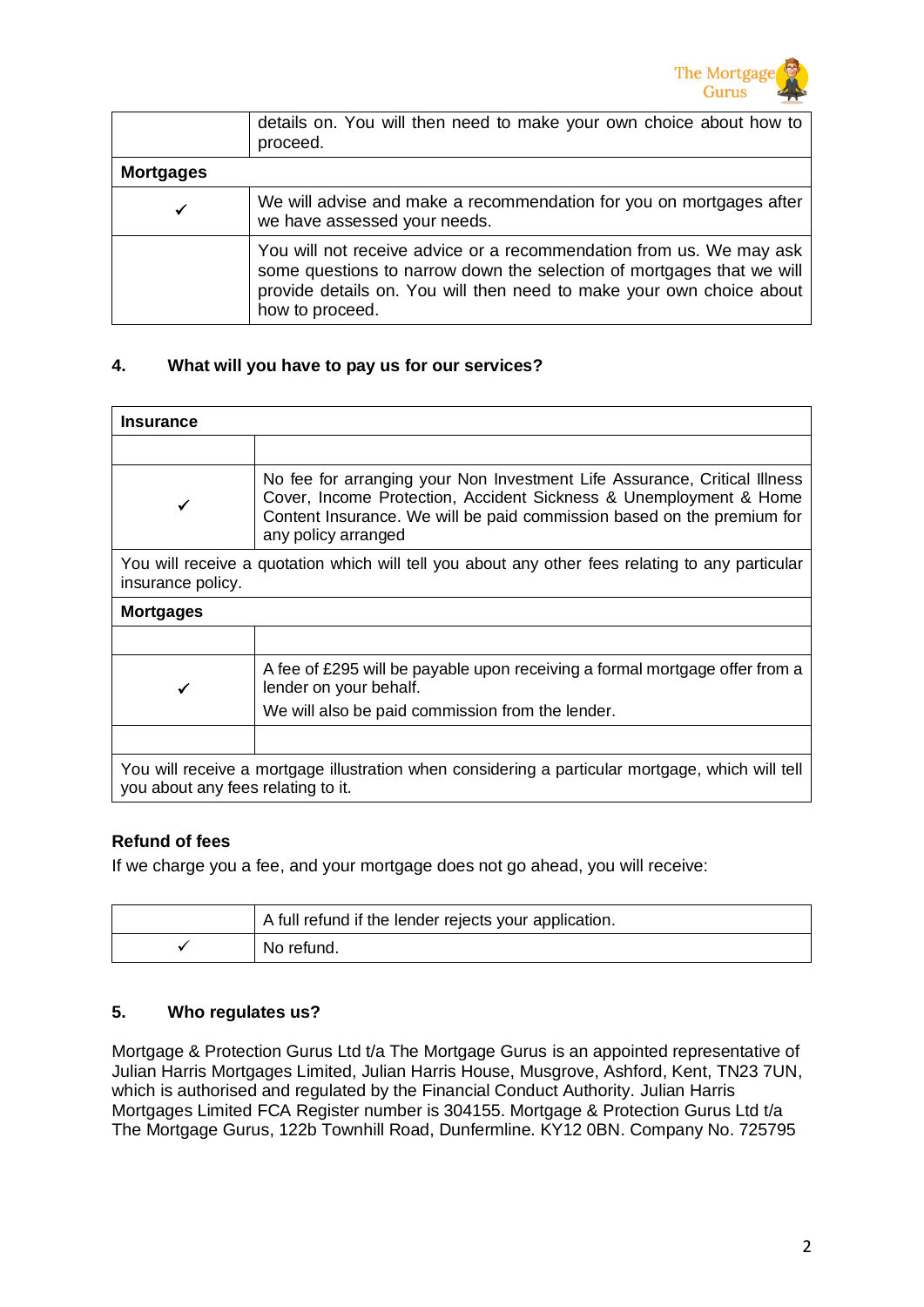| | |
|---|---|
| | details on. You will then need to make your own choice about how to proceed. |
| **Mortgages** | |
| ✓ | We will advise and make a recommendation for you on mortgages after we have assessed your needs. |
| | You will not receive advice or a recommendation from us. We may ask some questions to narrow down the selection of mortgages that we will provide details on. You will then need to make your own choice about how to proceed. |

#### 4. What will you have to pay us for our services?

| **Insurance** | |
|---|---|
| | |
| ✓ | No fee for arranging your Non Investment Life Assurance, Critical Illness Cover, Income Protection, Accident Sickness & Unemployment & Home Content Insurance. We will be paid commission based on the premium for any policy arranged |
| You will receive a quotation which will tell you about any other fees relating to any particular insurance policy. | |
| **Mortgages** | |
| | |
| ✓ | A fee of £295 will be payable upon receiving a formal mortgage offer from a lender on your behalf.<br>We will also be paid commission from the lender. |
| | |
| You will receive a mortgage illustration when considering a particular mortgage, which will tell you about any fees relating to it. | |

**Refund of fees**

If we charge you a fee, and your mortgage does not go ahead, you will receive:

| | |
|---|---|
| | A full refund if the lender rejects your application. |
| ✓ | No refund. |

#### 5. Who regulates us?

Mortgage & Protection Gurus Ltd t/a The Mortgage Gurus is an appointed representative of Julian Harris Mortgages Limited, Julian Harris House, Musgrove, Ashford, Kent, TN23 7UN, which is authorised and regulated by the Financial Conduct Authority. Julian Harris Mortgages Limited FCA Register number is 304155. Mortgage & Protection Gurus Ltd t/a The Mortgage Gurus, 122b Townhill Road, Dunfermline. KY12 0BN. Company No. 725795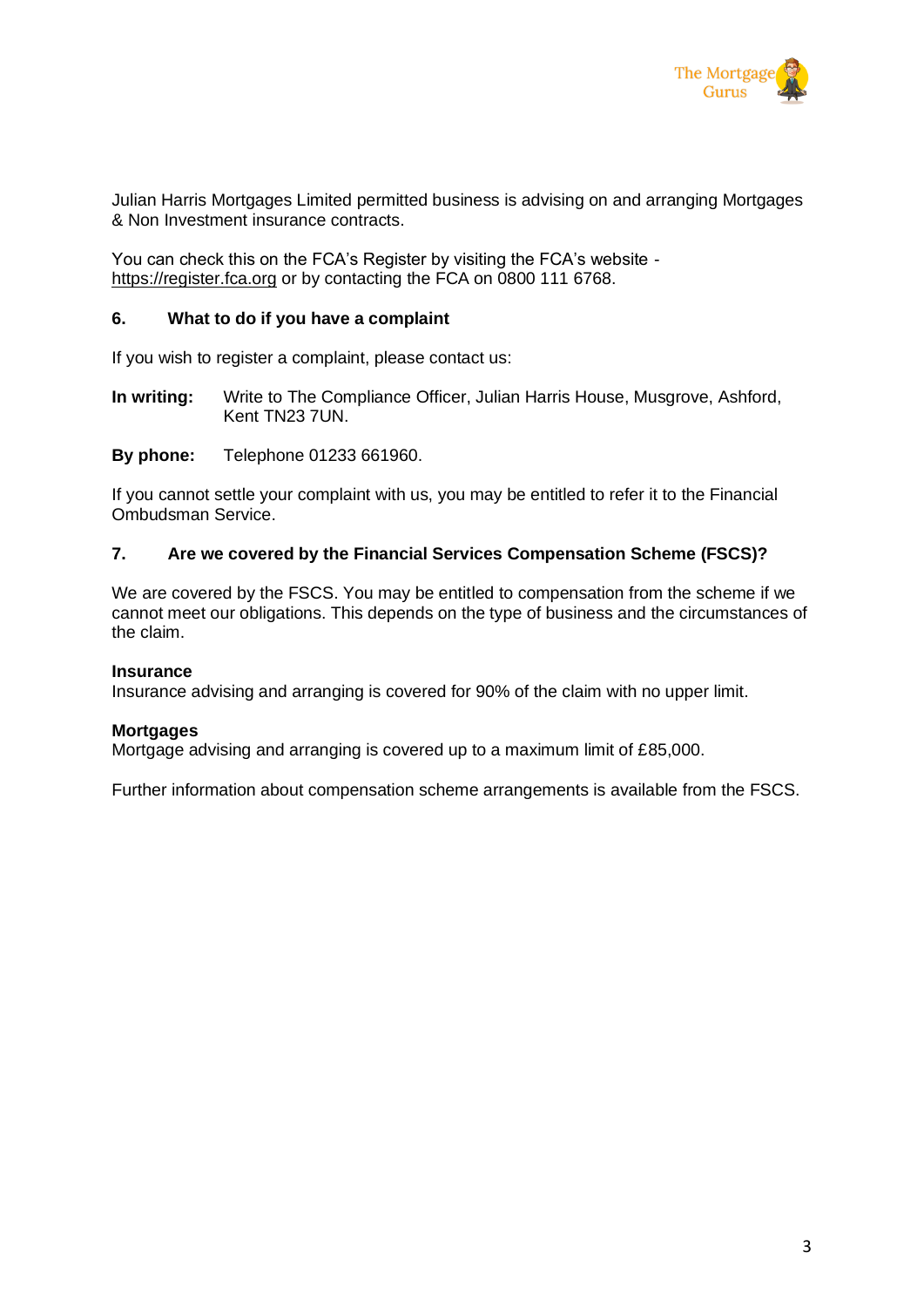Julian Harris Mortgages Limited permitted business is advising on and arranging Mortgages & Non Investment insurance contracts.

You can check this on the FCA's Register by visiting the FCA's website - https://register.fca.org or by contacting the FCA on 0800 111 6768.

## 6. What to do if you have a complaint

If you wish to register a complaint, please contact us:

**In writing:** Write to The Compliance Officer, Julian Harris House, Musgrove, Ashford, Kent TN23 7UN.

**By phone:** Telephone 01233 661960.

If you cannot settle your complaint with us, you may be entitled to refer it to the Financial Ombudsman Service.

## 7. Are we covered by the Financial Services Compensation Scheme (FSCS)?

We are covered by the FSCS. You may be entitled to compensation from the scheme if we cannot meet our obligations. This depends on the type of business and the circumstances of the claim.

**Insurance**
Insurance advising and arranging is covered for 90% of the claim with no upper limit.

**Mortgages**
Mortgage advising and arranging is covered up to a maximum limit of £85,000.

Further information about compensation scheme arrangements is available from the FSCS.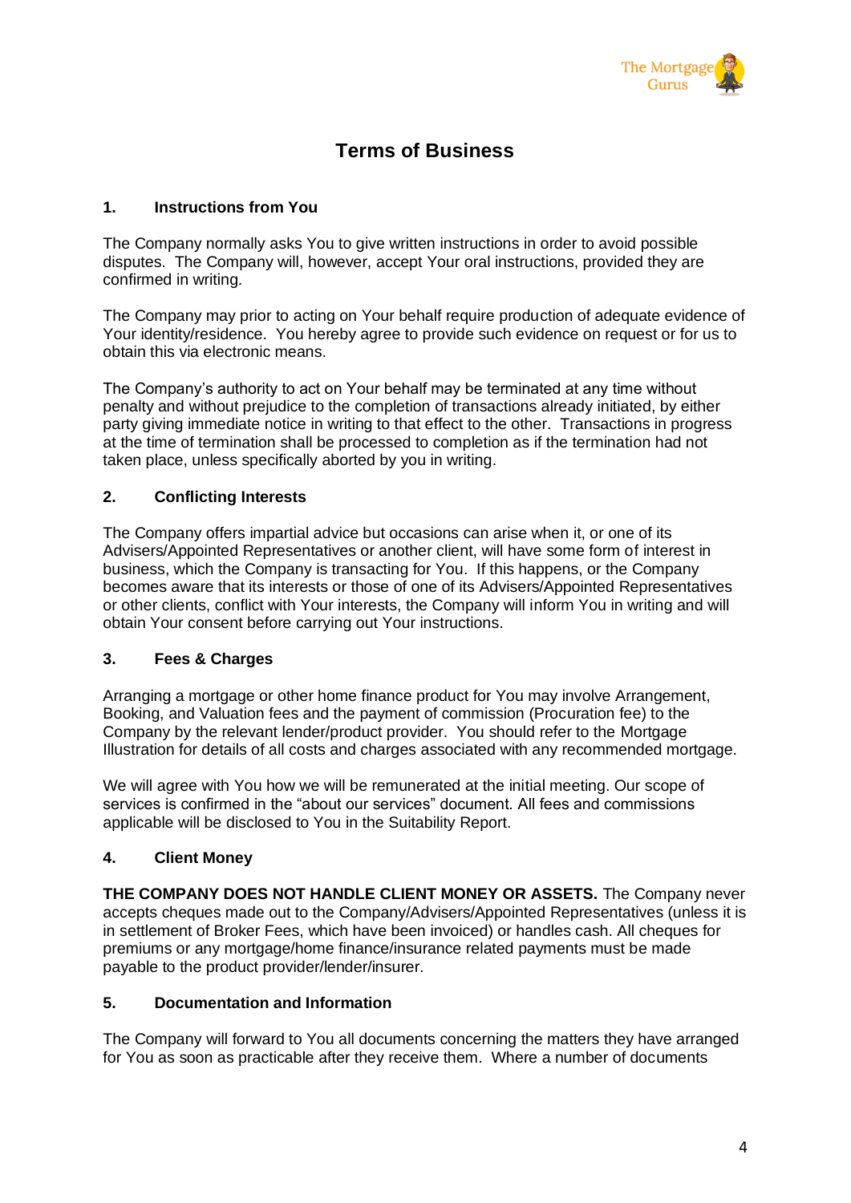# Terms of Business

## 1. Instructions from You

The Company normally asks You to give written instructions in order to avoid possible disputes. The Company will, however, accept Your oral instructions, provided they are confirmed in writing.

The Company may prior to acting on Your behalf require production of adequate evidence of Your identity/residence. You hereby agree to provide such evidence on request or for us to obtain this via electronic means.

The Company's authority to act on Your behalf may be terminated at any time without penalty and without prejudice to the completion of transactions already initiated, by either party giving immediate notice in writing to that effect to the other. Transactions in progress at the time of termination shall be processed to completion as if the termination had not taken place, unless specifically aborted by you in writing.

## 2. Conflicting Interests

The Company offers impartial advice but occasions can arise when it, or one of its Advisers/Appointed Representatives or another client, will have some form of interest in business, which the Company is transacting for You. If this happens, or the Company becomes aware that its interests or those of one of its Advisers/Appointed Representatives or other clients, conflict with Your interests, the Company will inform You in writing and will obtain Your consent before carrying out Your instructions.

## 3. Fees & Charges

Arranging a mortgage or other home finance product for You may involve Arrangement, Booking, and Valuation fees and the payment of commission (Procuration fee) to the Company by the relevant lender/product provider. You should refer to the Mortgage Illustration for details of all costs and charges associated with any recommended mortgage.

We will agree with You how we will be remunerated at the initial meeting. Our scope of services is confirmed in the "about our services" document. All fees and commissions applicable will be disclosed to You in the Suitability Report.

## 4. Client Money

**THE COMPANY DOES NOT HANDLE CLIENT MONEY OR ASSETS.** The Company never accepts cheques made out to the Company/Advisers/Appointed Representatives (unless it is in settlement of Broker Fees, which have been invoiced) or handles cash. All cheques for premiums or any mortgage/home finance/insurance related payments must be made payable to the product provider/lender/insurer.

## 5. Documentation and Information

The Company will forward to You all documents concerning the matters they have arranged for You as soon as practicable after they receive them. Where a number of documents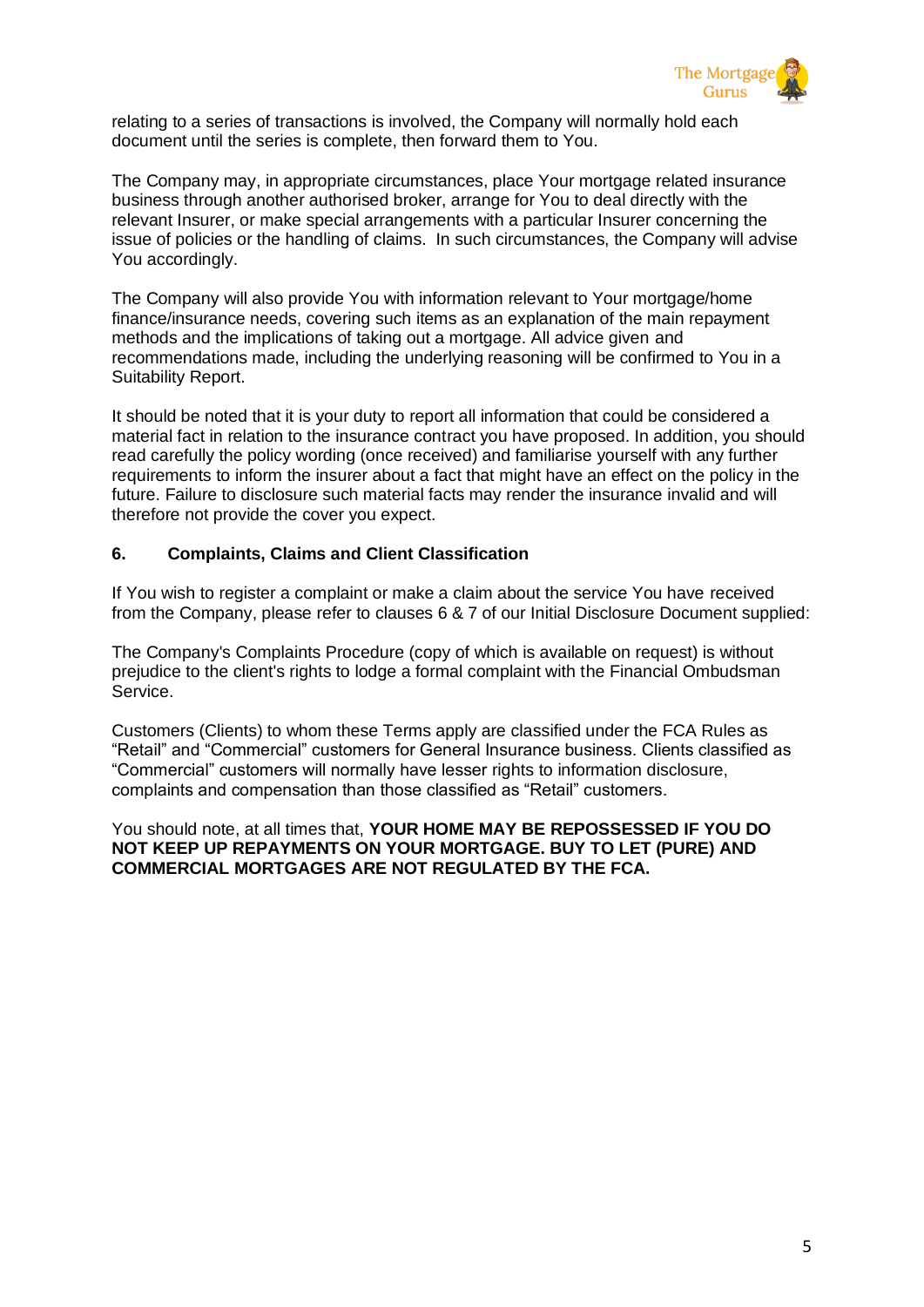relating to a series of transactions is involved, the Company will normally hold each document until the series is complete, then forward them to You.

The Company may, in appropriate circumstances, place Your mortgage related insurance business through another authorised broker, arrange for You to deal directly with the relevant Insurer, or make special arrangements with a particular Insurer concerning the issue of policies or the handling of claims. In such circumstances, the Company will advise You accordingly.

The Company will also provide You with information relevant to Your mortgage/home finance/insurance needs, covering such items as an explanation of the main repayment methods and the implications of taking out a mortgage. All advice given and recommendations made, including the underlying reasoning will be confirmed to You in a Suitability Report.

It should be noted that it is your duty to report all information that could be considered a material fact in relation to the insurance contract you have proposed. In addition, you should read carefully the policy wording (once received) and familiarise yourself with any further requirements to inform the insurer about a fact that might have an effect on the policy in the future. Failure to disclosure such material facts may render the insurance invalid and will therefore not provide the cover you expect.

## 6. Complaints, Claims and Client Classification

If You wish to register a complaint or make a claim about the service You have received from the Company, please refer to clauses 6 & 7 of our Initial Disclosure Document supplied:

The Company's Complaints Procedure (copy of which is available on request) is without prejudice to the client's rights to lodge a formal complaint with the Financial Ombudsman Service.

Customers (Clients) to whom these Terms apply are classified under the FCA Rules as "Retail" and "Commercial" customers for General Insurance business. Clients classified as "Commercial" customers will normally have lesser rights to information disclosure, complaints and compensation than those classified as "Retail" customers.

You should note, at all times that, **YOUR HOME MAY BE REPOSSESSED IF YOU DO NOT KEEP UP REPAYMENTS ON YOUR MORTGAGE. BUY TO LET (PURE) AND COMMERCIAL MORTGAGES ARE NOT REGULATED BY THE FCA.**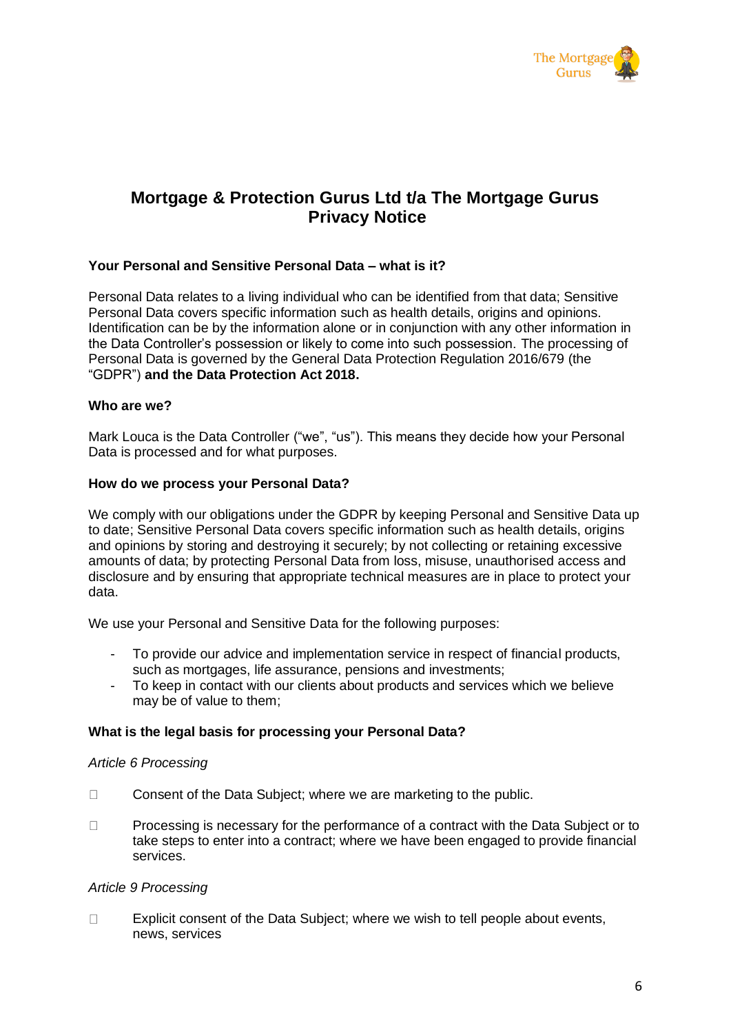# Mortgage & Protection Gurus Ltd t/a The Mortgage Gurus Privacy Notice

**Your Personal and Sensitive Personal Data – what is it?**

Personal Data relates to a living individual who can be identified from that data; Sensitive Personal Data covers specific information such as health details, origins and opinions. Identification can be by the information alone or in conjunction with any other information in the Data Controller's possession or likely to come into such possession. The processing of Personal Data is governed by the General Data Protection Regulation 2016/679 (the "GDPR") **and the Data Protection Act 2018.**

**Who are we?**

Mark Louca is the Data Controller ("we", "us"). This means they decide how your Personal Data is processed and for what purposes.

**How do we process your Personal Data?**

We comply with our obligations under the GDPR by keeping Personal and Sensitive Data up to date; Sensitive Personal Data covers specific information such as health details, origins and opinions by storing and destroying it securely; by not collecting or retaining excessive amounts of data; by protecting Personal Data from loss, misuse, unauthorised access and disclosure and by ensuring that appropriate technical measures are in place to protect your data.

We use your Personal and Sensitive Data for the following purposes:

- To provide our advice and implementation service in respect of financial products, such as mortgages, life assurance, pensions and investments;
- To keep in contact with our clients about products and services which we believe may be of value to them;

**What is the legal basis for processing your Personal Data?**

*Article 6 Processing*

- Consent of the Data Subject; where we are marketing to the public.
- Processing is necessary for the performance of a contract with the Data Subject or to take steps to enter into a contract; where we have been engaged to provide financial services.

*Article 9 Processing*

- Explicit consent of the Data Subject; where we wish to tell people about events, news, services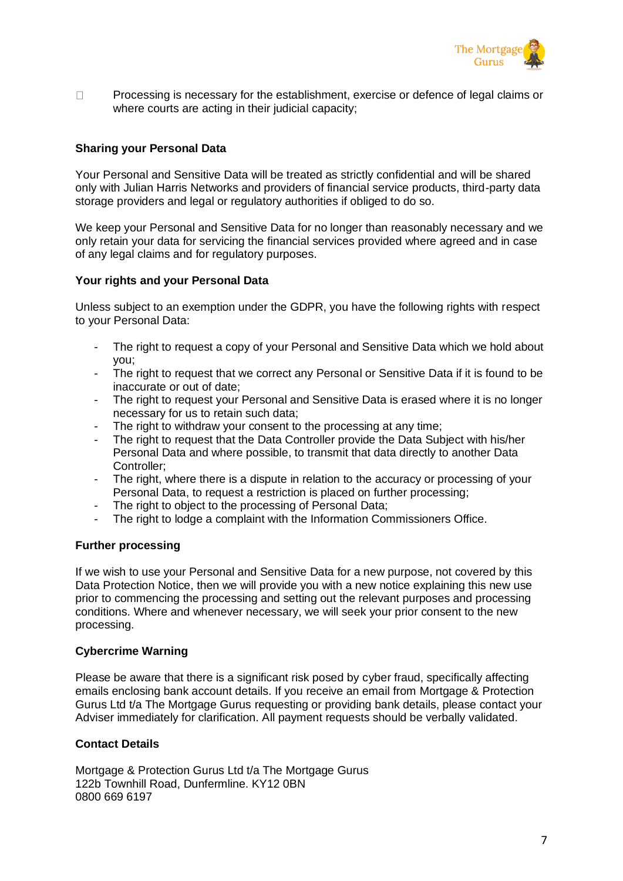- Processing is necessary for the establishment, exercise or defence of legal claims or where courts are acting in their judicial capacity;

**Sharing your Personal Data**

Your Personal and Sensitive Data will be treated as strictly confidential and will be shared only with Julian Harris Networks and providers of financial service products, third-party data storage providers and legal or regulatory authorities if obliged to do so.

We keep your Personal and Sensitive Data for no longer than reasonably necessary and we only retain your data for servicing the financial services provided where agreed and in case of any legal claims and for regulatory purposes.

**Your rights and your Personal Data**

Unless subject to an exemption under the GDPR, you have the following rights with respect to your Personal Data:

- The right to request a copy of your Personal and Sensitive Data which we hold about you;
- The right to request that we correct any Personal or Sensitive Data if it is found to be inaccurate or out of date;
- The right to request your Personal and Sensitive Data is erased where it is no longer necessary for us to retain such data;
- The right to withdraw your consent to the processing at any time;
- The right to request that the Data Controller provide the Data Subject with his/her Personal Data and where possible, to transmit that data directly to another Data Controller;
- The right, where there is a dispute in relation to the accuracy or processing of your Personal Data, to request a restriction is placed on further processing;
- The right to object to the processing of Personal Data;
- The right to lodge a complaint with the Information Commissioners Office.

**Further processing**

If we wish to use your Personal and Sensitive Data for a new purpose, not covered by this Data Protection Notice, then we will provide you with a new notice explaining this new use prior to commencing the processing and setting out the relevant purposes and processing conditions. Where and whenever necessary, we will seek your prior consent to the new processing.

**Cybercrime Warning**

Please be aware that there is a significant risk posed by cyber fraud, specifically affecting emails enclosing bank account details. If you receive an email from Mortgage & Protection Gurus Ltd t/a The Mortgage Gurus requesting or providing bank details, please contact your Adviser immediately for clarification. All payment requests should be verbally validated.

**Contact Details**

Mortgage & Protection Gurus Ltd t/a The Mortgage Gurus
122b Townhill Road, Dunfermline. KY12 0BN
0800 669 6197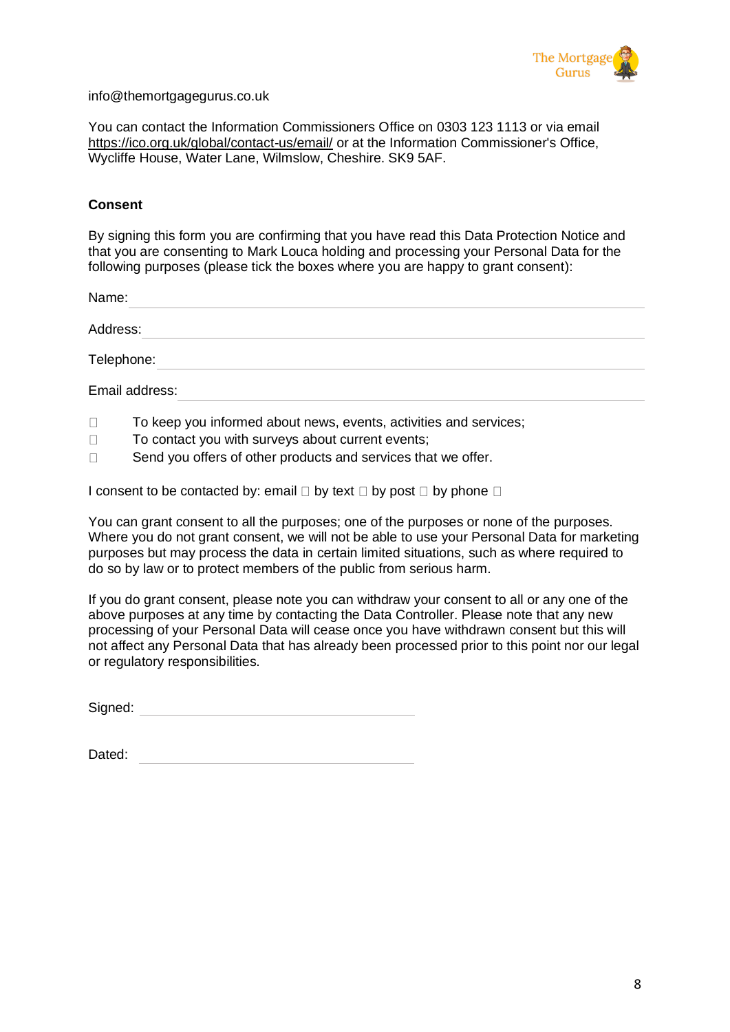info@themortgagegurus.co.uk

You can contact the Information Commissioners Office on 0303 123 1113 or via email https://ico.org.uk/global/contact-us/email/ or at the Information Commissioner's Office, Wycliffe House, Water Lane, Wilmslow, Cheshire. SK9 5AF.

**Consent**

By signing this form you are confirming that you have read this Data Protection Notice and that you are consenting to Mark Louca holding and processing your Personal Data for the following purposes (please tick the boxes where you are happy to grant consent):

Name: \_\_\_\_\_\_\_\_\_\_\_\_\_\_\_\_\_\_\_\_

Address: \_\_\_\_\_\_\_\_\_\_\_\_\_\_\_\_\_\_\_\_

Telephone: \_\_\_\_\_\_\_\_\_\_\_\_\_\_\_\_\_\_\_\_

Email address: \_\_\_\_\_\_\_\_\_\_\_\_\_\_\_\_\_\_\_\_

☐ To keep you informed about news, events, activities and services;
☐ To contact you with surveys about current events;
☐ Send you offers of other products and services that we offer.

I consent to be contacted by: email ☐ by text ☐ by post ☐ by phone ☐

You can grant consent to all the purposes; one of the purposes or none of the purposes. Where you do not grant consent, we will not be able to use your Personal Data for marketing purposes but may process the data in certain limited situations, such as where required to do so by law or to protect members of the public from serious harm.

If you do grant consent, please note you can withdraw your consent to all or any one of the above purposes at any time by contacting the Data Controller. Please note that any new processing of your Personal Data will cease once you have withdrawn consent but this will not affect any Personal Data that has already been processed prior to this point nor our legal or regulatory responsibilities.

Signed: \_\_\_\_\_\_\_\_\_\_\_\_\_\_\_\_\_\_\_\_

Dated: \_\_\_\_\_\_\_\_\_\_\_\_\_\_\_\_\_\_\_\_